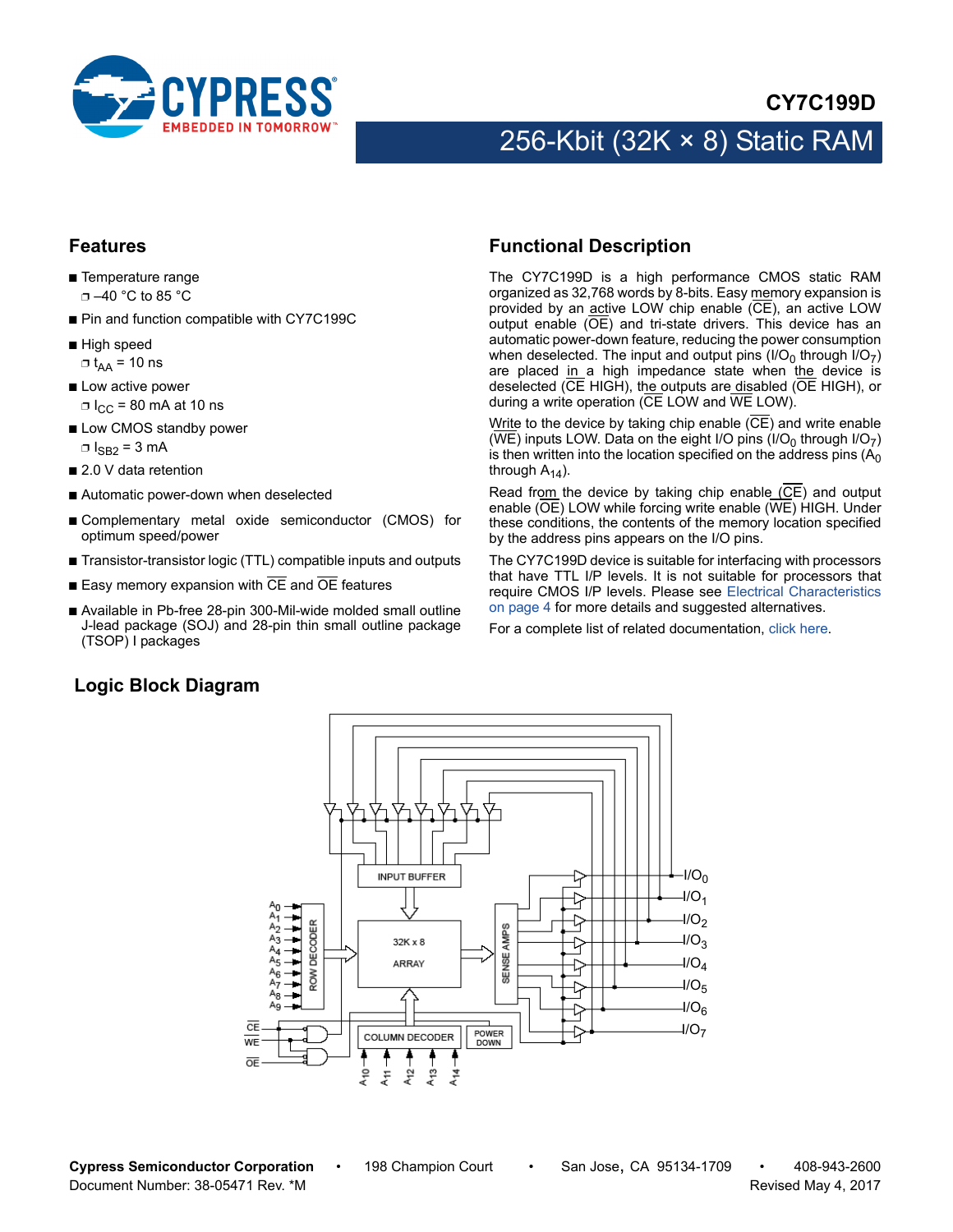# CY7C199D

## 256-Kbit (32K × 8) Static RAM

## Features

- Temperature range
  - –40 °C to 85 °C
- Pin and function compatible with CY7C199C
- High speed
  - $t_{AA}$ = 10 ns
- Low active power
  - $I_{CC}$ = 80 mA at 10 ns
- Low CMOS standby power
  - $I_{SB2}$ = 3 mA
- 2.0 V data retention
- Automatic power-down when deselected
- Complementary metal oxide semiconductor (CMOS) for optimum speed/power
- Transistor-transistor logic (TTL) compatible inputs and outputs
- Easy memory expansion with $\overline{CE}$ and $\overline{OE}$ features
- Available in Pb-free 28-pin 300-Mil-wide molded small outline J-lead package (SOJ) and 28-pin thin small outline package (TSOP) I packages

## Functional Description

The CY7C199D is a high performance CMOS static RAM organized as 32,768 words by 8-bits. Easy memory expansion is provided by an active LOW chip enable ($\overline{CE}$), an active LOW output enable ($\overline{OE}$) and tri-state drivers. This device has an automatic power-down feature, reducing the power consumption when deselected. The input and output pins ($I/O_0$ through $I/O_7$) are placed in a high impedance state when the device is deselected ($\overline{CE}$ HIGH), the outputs are disabled ($\overline{OE}$ HIGH), or during a write operation ($\overline{CE}$ LOW and $\overline{WE}$ LOW).

Write to the device by taking chip enable ($\overline{CE}$) and write enable ($\overline{WE}$) inputs LOW. Data on the eight I/O pins ($I/O_0$ through $I/O_7$) is then written into the location specified on the address pins ($A_0$ through $A_{14}$).

Read from the device by taking chip enable ($\overline{CE}$) and output enable ($\overline{OE}$) LOW while forcing write enable ($\overline{WE}$) HIGH. Under these conditions, the contents of the memory location specified by the address pins appears on the I/O pins.

The CY7C199D device is suitable for interfacing with processors that have TTL I/P levels. It is not suitable for processors that require CMOS I/P levels. Please see Electrical Characteristics on page 4 for more details and suggested alternatives.

For a complete list of related documentation, click here.

## Logic Block Diagram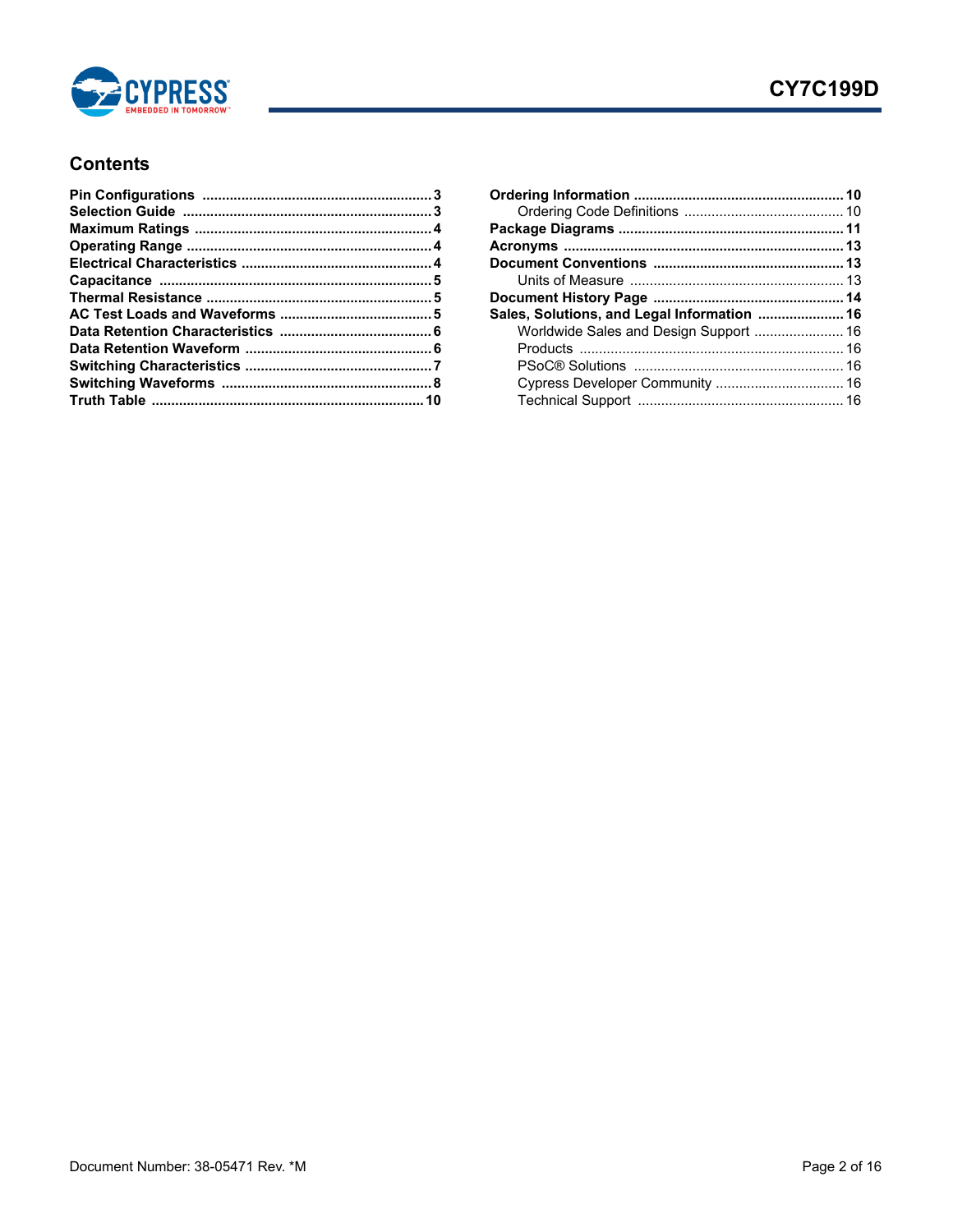## Contents

- **Pin Configurations** .......... 3
- **Selection Guide** .......... 3
- **Maximum Ratings** .......... 4
- **Operating Range** .......... 4
- **Electrical Characteristics** .......... 4
- **Capacitance** .......... 5
- **Thermal Resistance** .......... 5
- **AC Test Loads and Waveforms** .......... 5
- **Data Retention Characteristics** .......... 6
- **Data Retention Waveform** .......... 6
- **Switching Characteristics** .......... 7
- **Switching Waveforms** .......... 8
- **Truth Table** .......... 10
- **Ordering Information** .......... 10
  - Ordering Code Definitions .......... 10
- **Package Diagrams** .......... 11
- **Acronyms** .......... 13
- **Document Conventions** .......... 13
  - Units of Measure .......... 13
- **Document History Page** .......... 14
- **Sales, Solutions, and Legal Information** .......... 16
  - Worldwide Sales and Design Support .......... 16
  - Products .......... 16
  - PSoC® Solutions .......... 16
  - Cypress Developer Community .......... 16
  - Technical Support .......... 16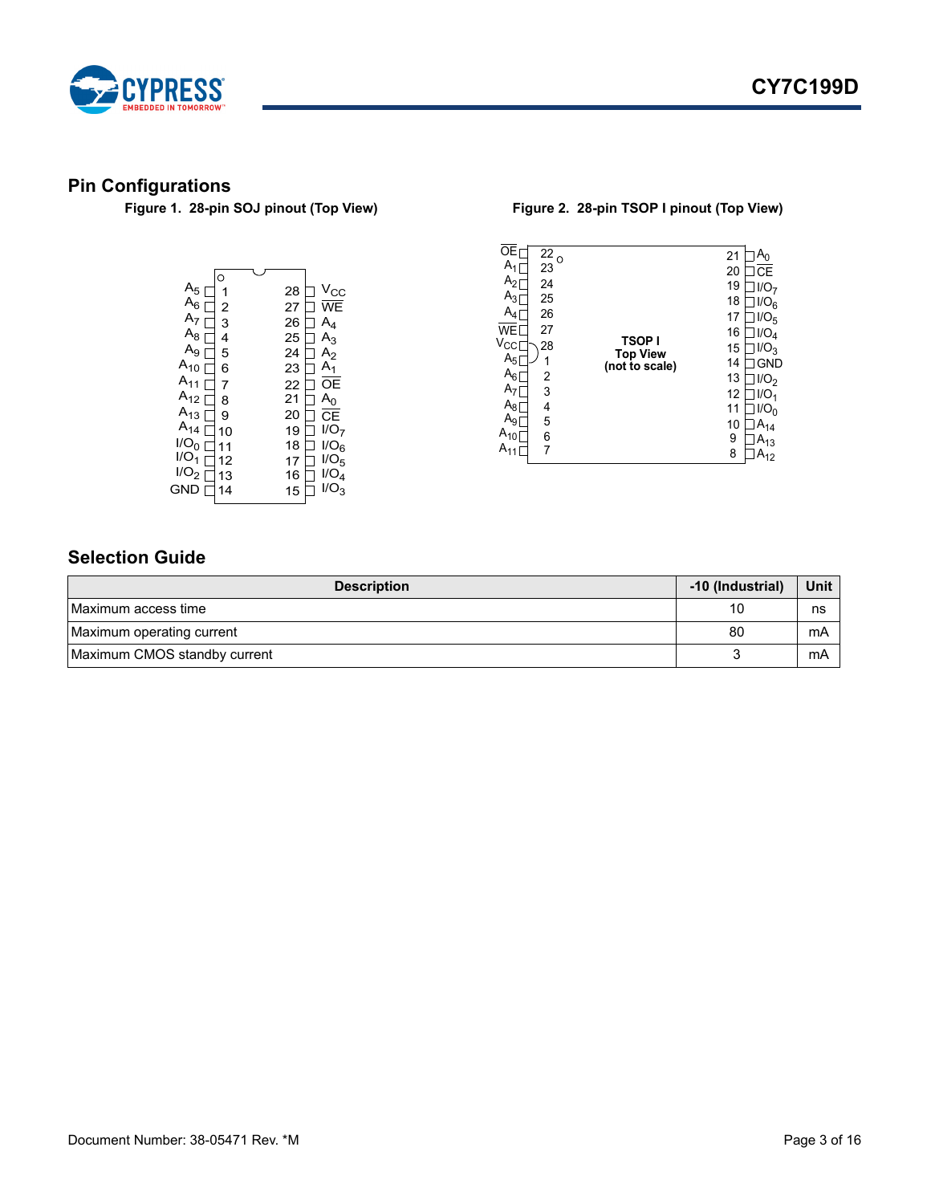## Pin Configurations

**Figure 1. 28-pin SOJ pinout (Top View)**

| Pin | Signal | Pin | Signal |
|---|---|---|---|
| 1 | $A_5$ | 28 | $V_{CC}$ |
| 2 | $A_6$ | 27 | $\overline{WE}$ |
| 3 | $A_7$ | 26 | $A_4$ |
| 4 | $A_8$ | 25 | $A_3$ |
| 5 | $A_9$ | 24 | $A_2$ |
| 6 | $A_{10}$ | 23 | $A_1$ |
| 7 | $A_{11}$ | 22 | $\overline{OE}$ |
| 8 | $A_{12}$ | 21 | $A_0$ |
| 9 | $A_{13}$ | 20 | $\overline{CE}$ |
| 10 | $A_{14}$ | 19 | $I/O_7$ |
| 11 | $I/O_0$ | 18 | $I/O_6$ |
| 12 | $I/O_1$ | 17 | $I/O_5$ |
| 13 | $I/O_2$ | 16 | $I/O_4$ |
| 14 | GND | 15 | $I/O_3$ |

**Figure 2. 28-pin TSOP I pinout (Top View)**

TSOP I
Top View
(not to scale)

| Pin | Signal | Pin | Signal |
|---|---|---|---|
| 22 | $\overline{OE}$ | 21 | $A_0$ |
| 23 | $A_1$ | 20 | $\overline{CE}$ |
| 24 | $A_2$ | 19 | $I/O_7$ |
| 25 | $A_3$ | 18 | $I/O_6$ |
| 26 | $A_4$ | 17 | $I/O_5$ |
| 27 | $\overline{WE}$ | 16 | $I/O_4$ |
| 28 | $V_{CC}$ | 15 | $I/O_3$ |
| 1 | $A_5$ | 14 | GND |
| 2 | $A_6$ | 13 | $I/O_2$ |
| 3 | $A_7$ | 12 | $I/O_1$ |
| 4 | $A_8$ | 11 | $I/O_0$ |
| 5 | $A_9$ | 10 | $A_{14}$ |
| 6 | $A_{10}$ | 9 | $A_{13}$ |
| 7 | $A_{11}$ | 8 | $A_{12}$ |

## Selection Guide

| Description | -10 (Industrial) | Unit |
|---|---|---|
| Maximum access time | 10 | ns |
| Maximum operating current | 80 | mA |
| Maximum CMOS standby current | 3 | mA |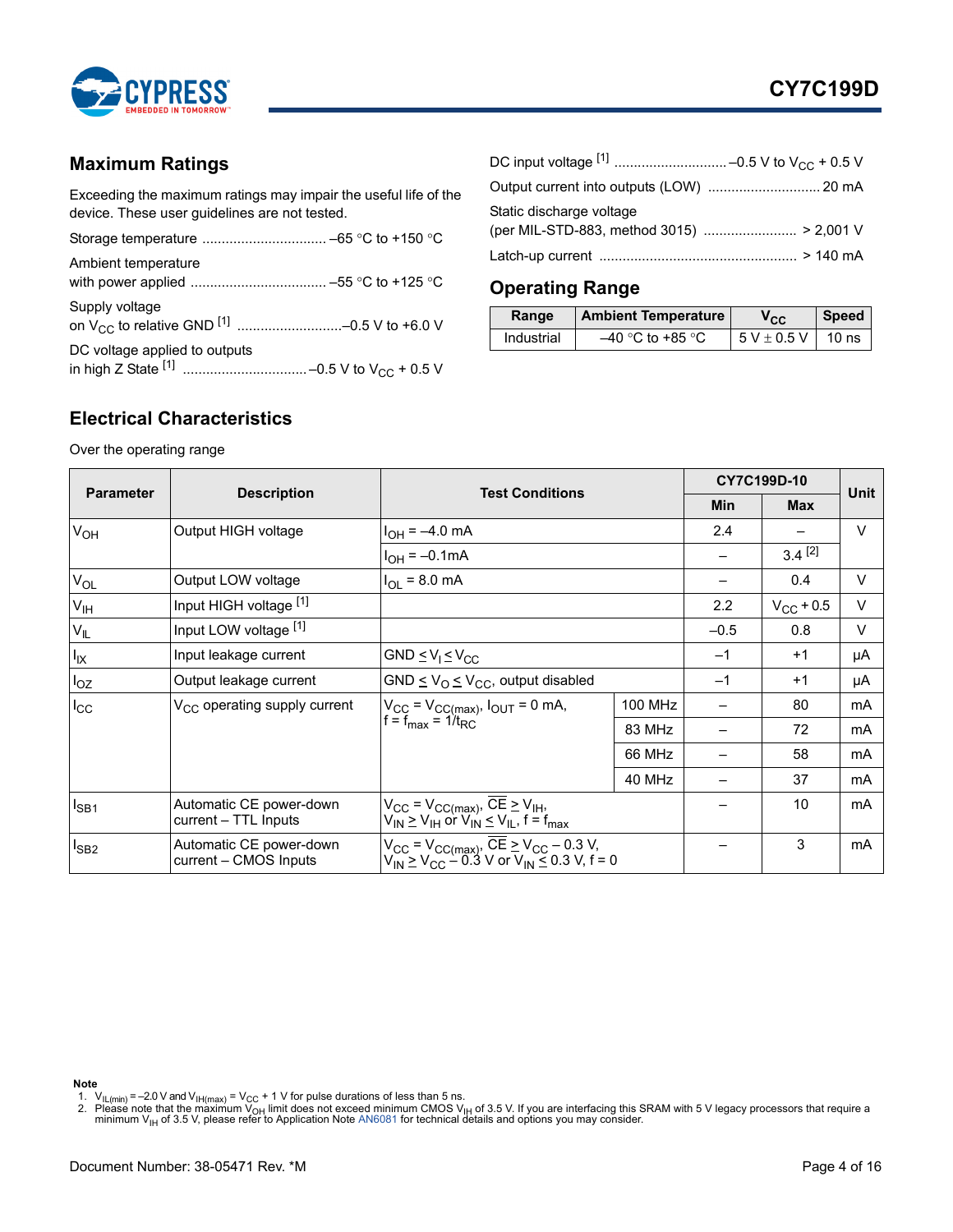## Maximum Ratings

Exceeding the maximum ratings may impair the useful life of the device. These user guidelines are not tested.

Storage temperature ................................ –65 °C to +150 °C

Ambient temperature with power applied .................................. –55 °C to +125 °C

Supply voltage on $V_{CC}$ to relative GND [1] ..........................–0.5 V to +6.0 V

DC voltage applied to outputs in high Z State [1] ............................... –0.5 V to $V_{CC}$ + 0.5 V

DC input voltage [1] ............................ –0.5 V to $V_{CC}$ + 0.5 V

Output current into outputs (LOW) ............................ 20 mA

Static discharge voltage (per MIL-STD-883, method 3015) ........................ > 2,001 V

Latch-up current .................................................. > 140 mA

## Operating Range

| Range | Ambient Temperature | $V_{CC}$ | Speed |
|---|---|---|---|
| Industrial | –40 °C to +85 °C | 5 V ± 0.5 V | 10 ns |

## Electrical Characteristics

Over the operating range

| Parameter | Description | Test Conditions | | CY7C199D-10 | | Unit |
|---|---|---|---|---|---|---|
| | | | | Min | Max | |
| $V_{OH}$ | Output HIGH voltage | $I_{OH}$ = –4.0 mA | | 2.4 | – | V |
| | | $I_{OH}$ = –0.1mA | | – | 3.4 [2] | |
| $V_{OL}$ | Output LOW voltage | $I_{OL}$ = 8.0 mA | | – | 0.4 | V |
| $V_{IH}$ | Input HIGH voltage [1] | | | 2.2 | $V_{CC}$ + 0.5 | V |
| $V_{IL}$ | Input LOW voltage [1] | | | –0.5 | 0.8 | V |
| $I_{IX}$ | Input leakage current | GND ≤ $V_I$ ≤ $V_{CC}$ | | –1 | +1 | µA |
| $I_{OZ}$ | Output leakage current | GND ≤ $V_O$ ≤ $V_{CC}$, output disabled | | –1 | +1 | µA |
| $I_{CC}$ | $V_{CC}$ operating supply current | $V_{CC}$ = $V_{CC(max)}$, $I_{OUT}$ = 0 mA, f = $f_{max}$ = $1/t_{RC}$ | 100 MHz | – | 80 | mA |
| | | | 83 MHz | – | 72 | mA |
| | | | 66 MHz | – | 58 | mA |
| | | | 40 MHz | – | 37 | mA |
| $I_{SB1}$ | Automatic CE power-down current – TTL Inputs | $V_{CC}$ = $V_{CC(max)}$, $\overline{CE}$ ≥ $V_{IH}$, $V_{IN}$ ≥ $V_{IH}$ or $V_{IN}$ ≤ $V_{IL}$, f = $f_{max}$ | | – | 10 | mA |
| $I_{SB2}$ | Automatic CE power-down current – CMOS Inputs | $V_{CC}$ = $V_{CC(max)}$, $\overline{CE}$ ≥ $V_{CC}$ – 0.3 V, $V_{IN}$ ≥ $V_{CC}$ – 0.3 V or $V_{IN}$ ≤ 0.3 V, f = 0 | | – | 3 | mA |

**Note**

1. $V_{IL(min)}$ = –2.0 V and $V_{IH(max)}$ = $V_{CC}$ + 1 V for pulse durations of less than 5 ns.
2. Please note that the maximum $V_{OH}$ limit does not exceed minimum CMOS $V_{IH}$ of 3.5 V. If you are interfacing this SRAM with 5 V legacy processors that require a minimum $V_{IH}$ of 3.5 V, please refer to Application Note AN6081 for technical details and options you may consider.

Document Number: 38-05471 Rev. *M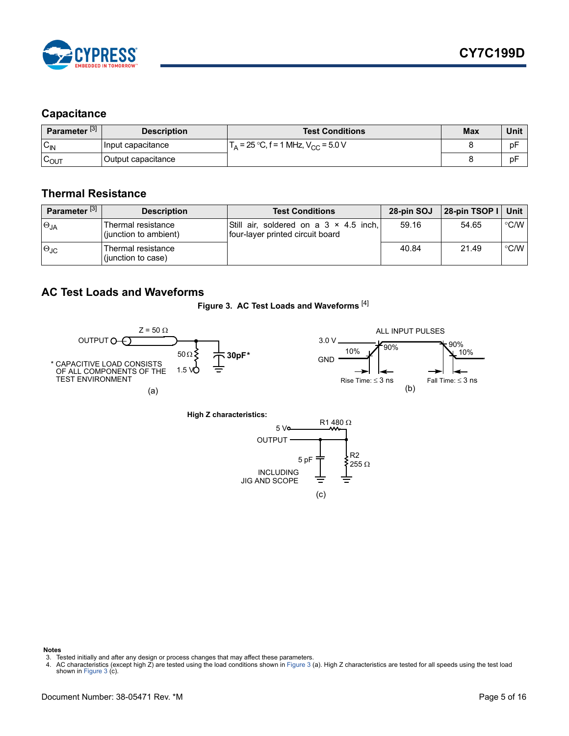## Capacitance

| Parameter [3] | Description | Test Conditions | Max | Unit |
|---|---|---|---|---|
| $C_{IN}$ | Input capacitance | $T_A$ = 25 °C, f = 1 MHz, $V_{CC}$ = 5.0 V | 8 | pF |
| $C_{OUT}$ | Output capacitance | | 8 | pF |

## Thermal Resistance

| Parameter [3] | Description | Test Conditions | 28-pin SOJ | 28-pin TSOP I | Unit |
|---|---|---|---|---|---|
| $\Theta_{JA}$ | Thermal resistance (junction to ambient) | Still air, soldered on a 3 × 4.5 inch, four-layer printed circuit board | 59.16 | 54.65 | °C/W |
| $\Theta_{JC}$ | Thermal resistance (junction to case) | | 40.84 | 21.49 | °C/W |

## AC Test Loads and Waveforms

**Figure 3. AC Test Loads and Waveforms [4]**

(a) OUTPUT, Z = 50 Ω, 50 Ω, 1.5 V, 30pF*
* CAPACITIVE LOAD CONSISTS OF ALL COMPONENTS OF THE TEST ENVIRONMENT

(b) ALL INPUT PULSES: 3.0 V, GND, 10%, 90%, 90%, 10%, Rise Time: ≤ 3 ns, Fall Time: ≤ 3 ns

**High Z characteristics:**

(c) 5 V, R1 480 Ω, OUTPUT, 5 pF, R2 255 Ω, INCLUDING JIG AND SCOPE

**Notes**
3. Tested initially and after any design or process changes that may affect these parameters.
4. AC characteristics (except high Z) are tested using the load conditions shown in Figure 3 (a). High Z characteristics are tested for all speeds using the test load shown in Figure 3 (c).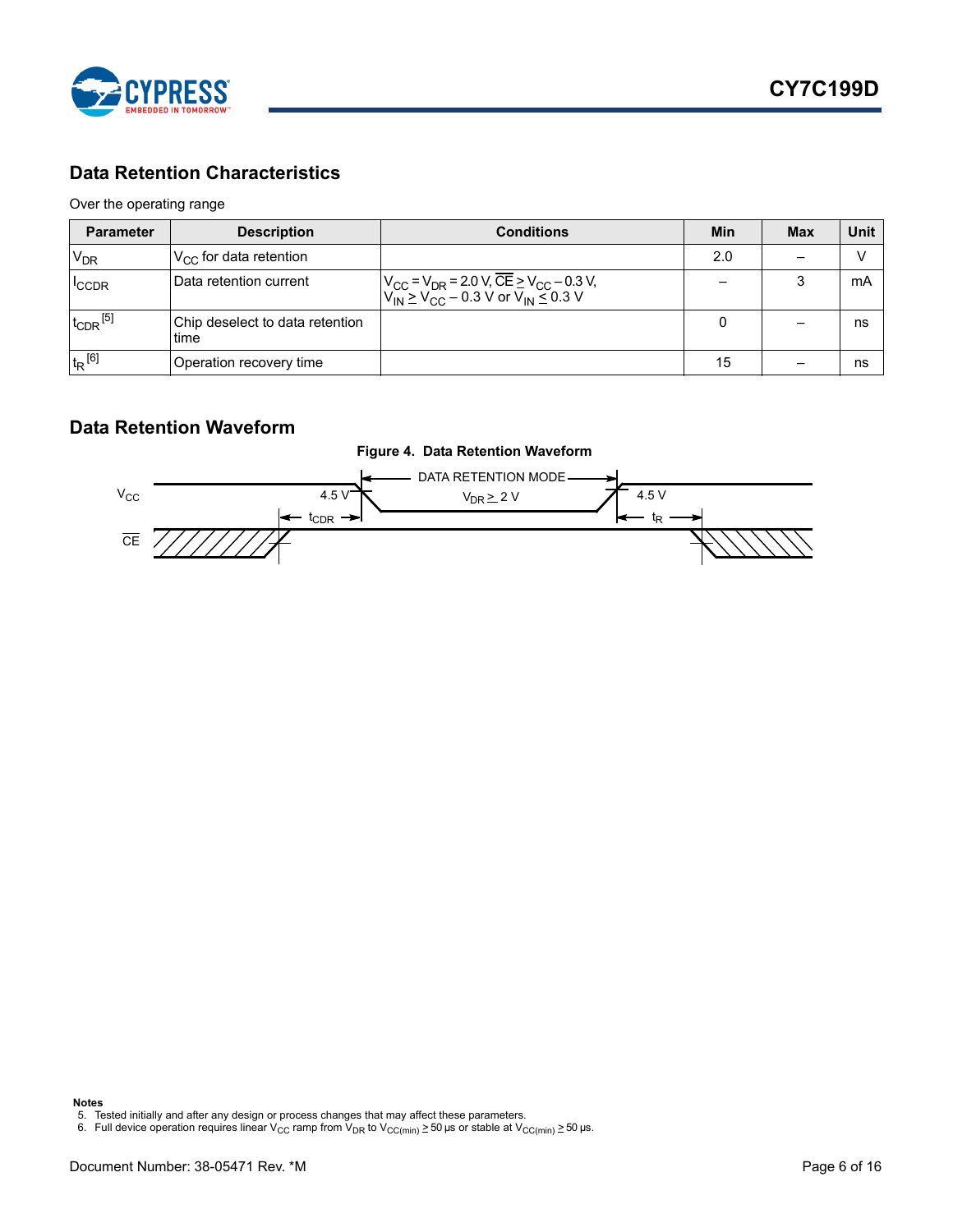## Data Retention Characteristics

Over the operating range

| Parameter | Description | Conditions | Min | Max | Unit |
|---|---|---|---|---|---|
| $V_{DR}$ | $V_{CC}$ for data retention | | 2.0 | – | V |
| $I_{CCDR}$ | Data retention current | $V_{CC} = V_{DR} = 2.0$ V, $\overline{CE} \geq V_{CC} - 0.3$ V, $V_{IN} \geq V_{CC} - 0.3$ V or $V_{IN} \leq 0.3$ V | – | 3 | mA |
| $t_{CDR}$ [5] | Chip deselect to data retention time | | 0 | – | ns |
| $t_R$ [6] | Operation recovery time | | 15 | – | ns |

## Data Retention Waveform

**Figure 4. Data Retention Waveform**

$V_{CC}$ — 4.5 V — DATA RETENTION MODE — $V_{DR} \geq 2$ V — 4.5 V

$\overline{CE}$ — $t_{CDR}$ — $t_R$

**Notes**

5. Tested initially and after any design or process changes that may affect these parameters.
6. Full device operation requires linear $V_{CC}$ ramp from $V_{DR}$ to $V_{CC(min)} \geq 50$ µs or stable at $V_{CC(min)} \geq 50$ µs.

Document Number: 38-05471 Rev. *M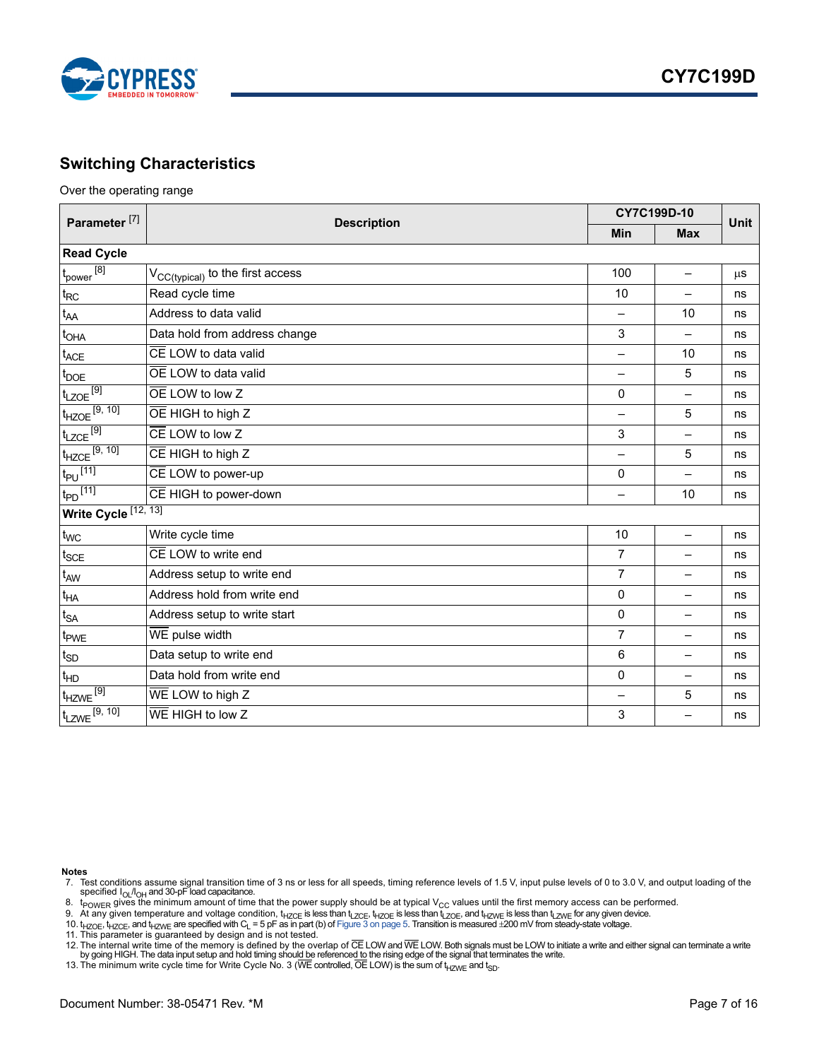## Switching Characteristics

Over the operating range

| Parameter [7] | Description | CY7C199D-10 | | Unit |
|---|---|---|---|---|
| | | Min | Max | |
| **Read Cycle** | | | | |
| $t_{power}$ [8] | $V_{CC(typical)}$ to the first access | 100 | – | µs |
| $t_{RC}$ | Read cycle time | 10 | – | ns |
| $t_{AA}$ | Address to data valid | – | 10 | ns |
| $t_{OHA}$ | Data hold from address change | 3 | – | ns |
| $t_{ACE}$ | $\overline{CE}$ LOW to data valid | – | 10 | ns |
| $t_{DOE}$ | $\overline{OE}$ LOW to data valid | – | 5 | ns |
| $t_{LZOE}$ [9] | $\overline{OE}$ LOW to low Z | 0 | – | ns |
| $t_{HZOE}$ [9, 10] | $\overline{OE}$ HIGH to high Z | – | 5 | ns |
| $t_{LZCE}$ [9] | $\overline{CE}$ LOW to low Z | 3 | – | ns |
| $t_{HZCE}$ [9, 10] | $\overline{CE}$ HIGH to high Z | – | 5 | ns |
| $t_{PU}$ [11] | $\overline{CE}$ LOW to power-up | 0 | – | ns |
| $t_{PD}$ [11] | $\overline{CE}$ HIGH to power-down | – | 10 | ns |
| **Write Cycle** [12, 13] | | | | |
| $t_{WC}$ | Write cycle time | 10 | – | ns |
| $t_{SCE}$ | $\overline{CE}$ LOW to write end | 7 | – | ns |
| $t_{AW}$ | Address setup to write end | 7 | – | ns |
| $t_{HA}$ | Address hold from write end | 0 | – | ns |
| $t_{SA}$ | Address setup to write start | 0 | – | ns |
| $t_{PWE}$ | $\overline{WE}$ pulse width | 7 | – | ns |
| $t_{SD}$ | Data setup to write end | 6 | – | ns |
| $t_{HD}$ | Data hold from write end | 0 | – | ns |
| $t_{HZWE}$ [9] | $\overline{WE}$ LOW to high Z | – | 5 | ns |
| $t_{LZWE}$ [9, 10] | $\overline{WE}$ HIGH to low Z | 3 | – | ns |

**Notes**

7. Test conditions assume signal transition time of 3 ns or less for all speeds, timing reference levels of 1.5 V, input pulse levels of 0 to 3.0 V, and output loading of the specified $I_{OL}/I_{OH}$ and 30-pF load capacitance.
8. $t_{POWER}$ gives the minimum amount of time that the power supply should be at typical $V_{CC}$ values until the first memory access can be performed.
9. At any given temperature and voltage condition, $t_{HZCE}$ is less than $t_{LZCE}$, $t_{HZOE}$ is less than $t_{LZOE}$, and $t_{HZWE}$ is less than $t_{LZWE}$ for any given device.
10. $t_{HZOE}$, $t_{HZCE}$, and $t_{HZWE}$ are specified with $C_L$ = 5 pF as in part (b) of Figure 3 on page 5. Transition is measured ±200 mV from steady-state voltage.
11. This parameter is guaranteed by design and is not tested.
12. The internal write time of the memory is defined by the overlap of $\overline{CE}$ LOW and $\overline{WE}$ LOW. Both signals must be LOW to initiate a write and either signal can terminate a write by going HIGH. The data input setup and hold timing should be referenced to the rising edge of the signal that terminates the write.
13. The minimum write cycle time for Write Cycle No. 3 ($\overline{WE}$ controlled, $\overline{OE}$ LOW) is the sum of $t_{HZWE}$ and $t_{SD}$.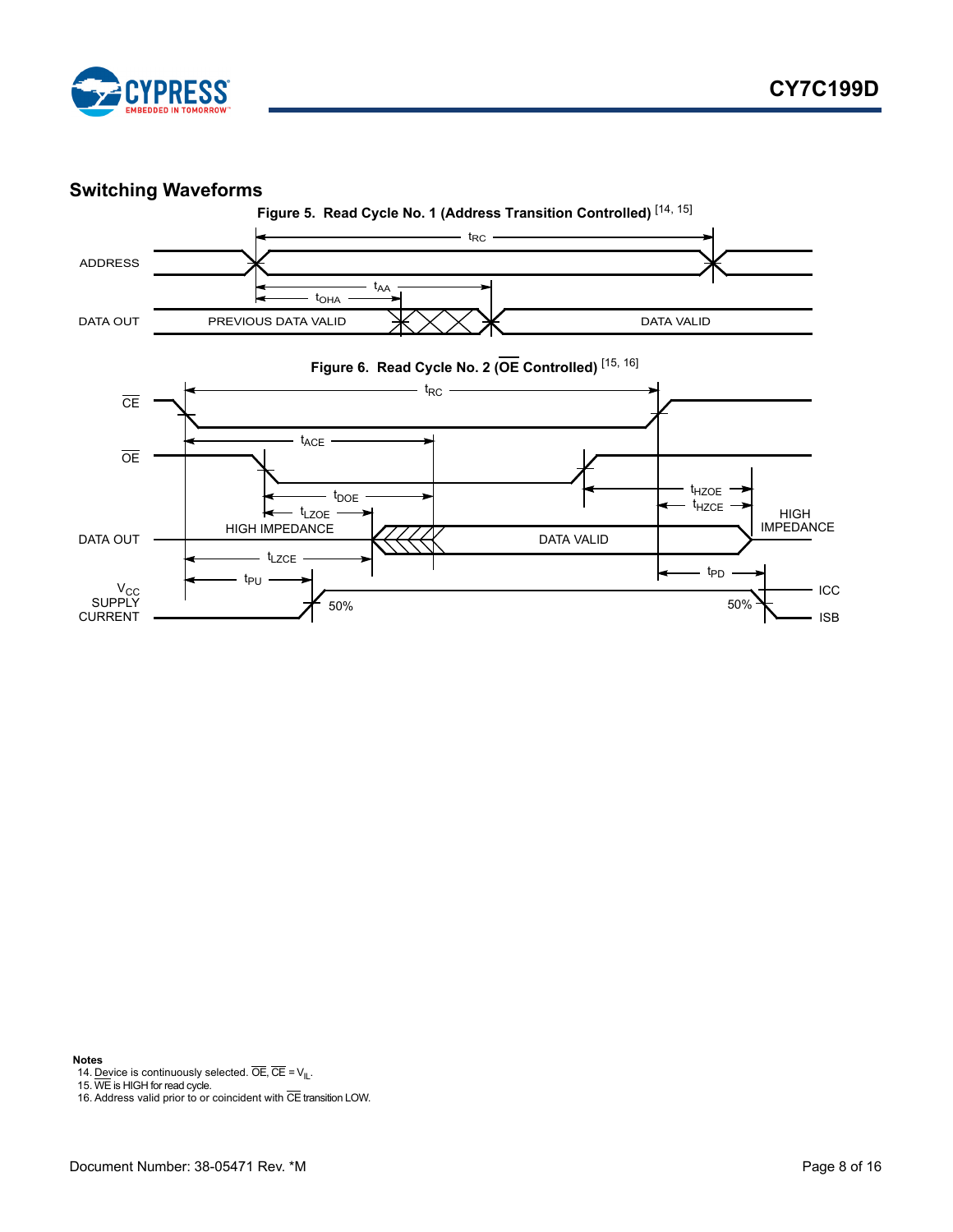## Switching Waveforms

**Figure 5. Read Cycle No. 1 (Address Transition Controlled)** [14, 15]

**Figure 6. Read Cycle No. 2 (OE Controlled)** [15, 16]

**Notes**

14. Device is continuously selected. $\overline{OE}$, $\overline{CE}$ = $V_{IL}$.
15. $\overline{WE}$ is HIGH for read cycle.
16. Address valid prior to or coincident with $\overline{CE}$ transition LOW.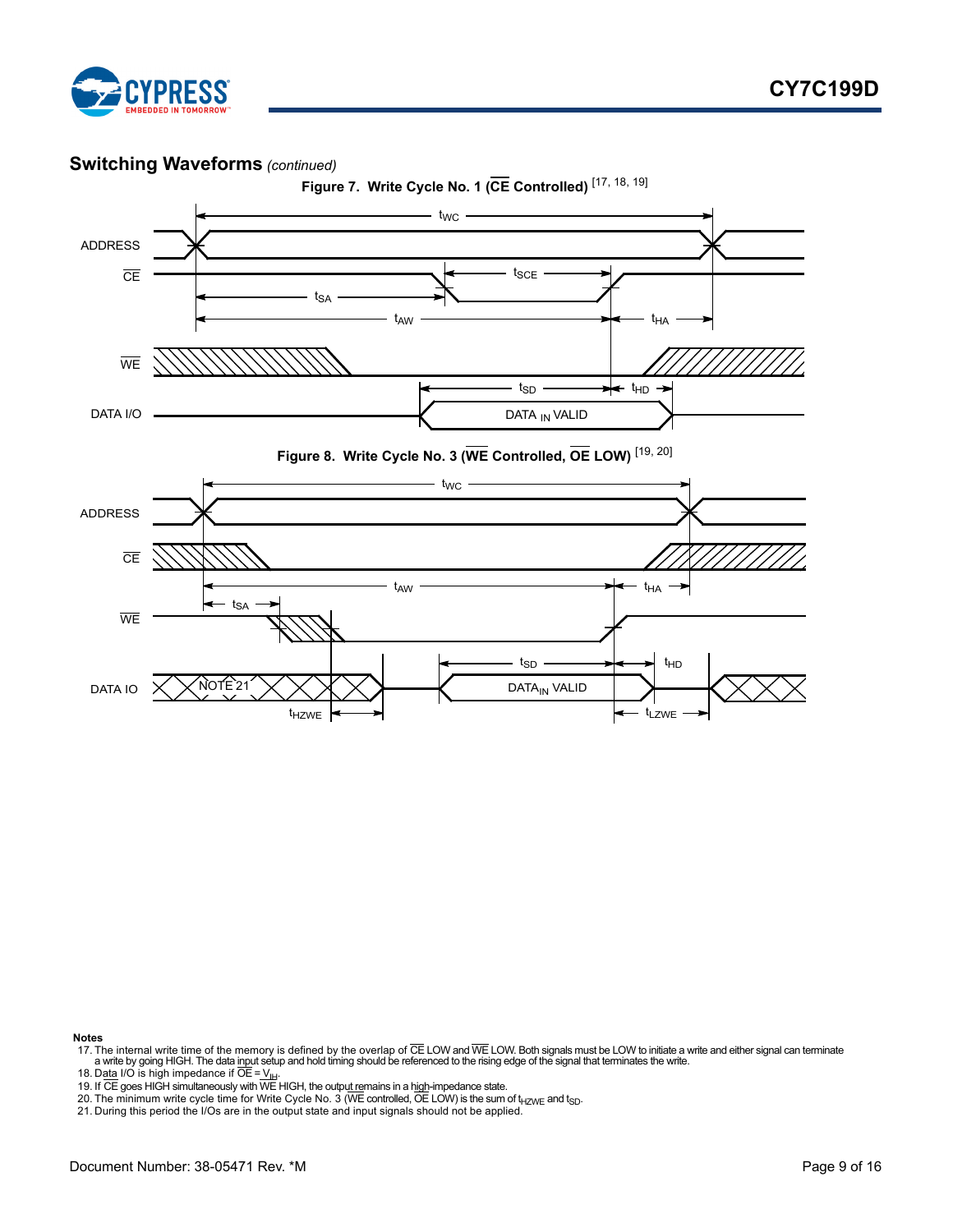## Switching Waveforms *(continued)*

**Figure 7. Write Cycle No. 1 ($\overline{CE}$ Controlled)** [17, 18, 19]

**Figure 8. Write Cycle No. 3 ($\overline{WE}$ Controlled, $\overline{OE}$ LOW)** [19, 20]

**Notes**

17. The internal write time of the memory is defined by the overlap of $\overline{CE}$ LOW and $\overline{WE}$ LOW. Both signals must be LOW to initiate a write and either signal can terminate a write by going HIGH. The data input setup and hold timing should be referenced to the rising edge of the signal that terminates the write.
18. Data I/O is high impedance if $\overline{OE} = V_{IH}$.
19. If $\overline{CE}$ goes HIGH simultaneously with $\overline{WE}$ HIGH, the output remains in a high-impedance state.
20. The minimum write cycle time for Write Cycle No. 3 ($\overline{WE}$ controlled, $\overline{OE}$ LOW) is the sum of $t_{HZWE}$ and $t_{SD}$.
21. During this period the I/Os are in the output state and input signals should not be applied.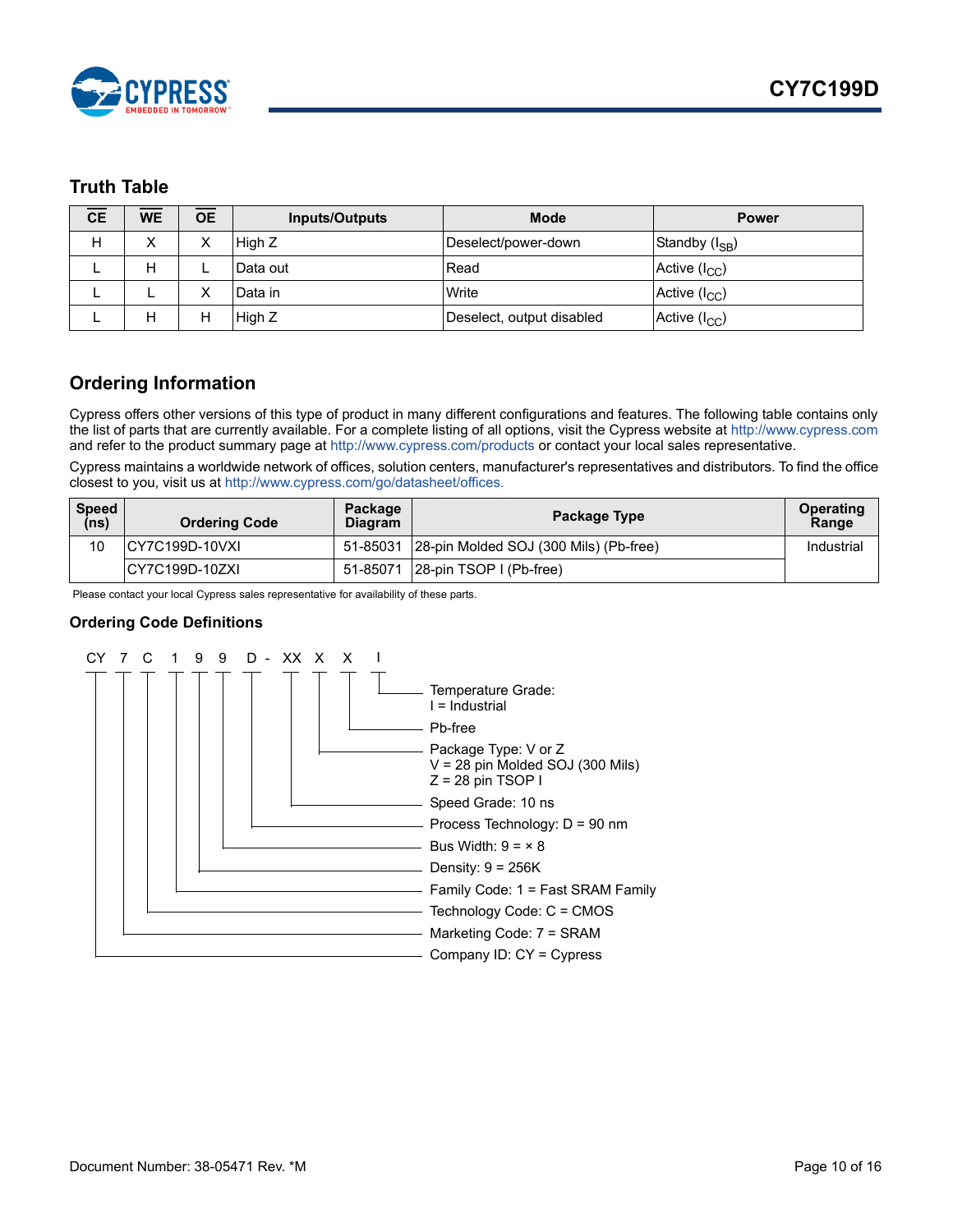## Truth Table

| $\overline{CE}$ | $\overline{WE}$ | $\overline{OE}$ | Inputs/Outputs | Mode | Power |
|---|---|---|---|---|---|
| H | X | X | High Z | Deselect/power-down | Standby ($I_{SB}$) |
| L | H | L | Data out | Read | Active ($I_{CC}$) |
| L | L | X | Data in | Write | Active ($I_{CC}$) |
| L | H | H | High Z | Deselect, output disabled | Active ($I_{CC}$) |

## Ordering Information

Cypress offers other versions of this type of product in many different configurations and features. The following table contains only the list of parts that are currently available. For a complete listing of all options, visit the Cypress website at http://www.cypress.com and refer to the product summary page at http://www.cypress.com/products or contact your local sales representative.

Cypress maintains a worldwide network of offices, solution centers, manufacturer's representatives and distributors. To find the office closest to you, visit us at http://www.cypress.com/go/datasheet/offices.

| Speed (ns) | Ordering Code | Package Diagram | Package Type | Operating Range |
|---|---|---|---|---|
| 10 | CY7C199D-10VXI | 51-85031 | 28-pin Molded SOJ (300 Mils) (Pb-free) | Industrial |
| | CY7C199D-10ZXI | 51-85071 | 28-pin TSOP I (Pb-free) | |

Please contact your local Cypress sales representative for availability of these parts.

### Ordering Code Definitions

CY 7 C 1 9 9 D - XX X X I

- I — Temperature Grade: I = Industrial
- X — Pb-free
- X — Package Type: V or Z
  - V = 28 pin Molded SOJ (300 Mils)
  - Z = 28 pin TSOP I
- XX — Speed Grade: 10 ns
- D — Process Technology: D = 90 nm
- 9 — Bus Width: 9 = × 8
- 9 — Density: 9 = 256K
- 1 — Family Code: 1 = Fast SRAM Family
- C — Technology Code: C = CMOS
- 7 — Marketing Code: 7 = SRAM
- CY — Company ID: CY = Cypress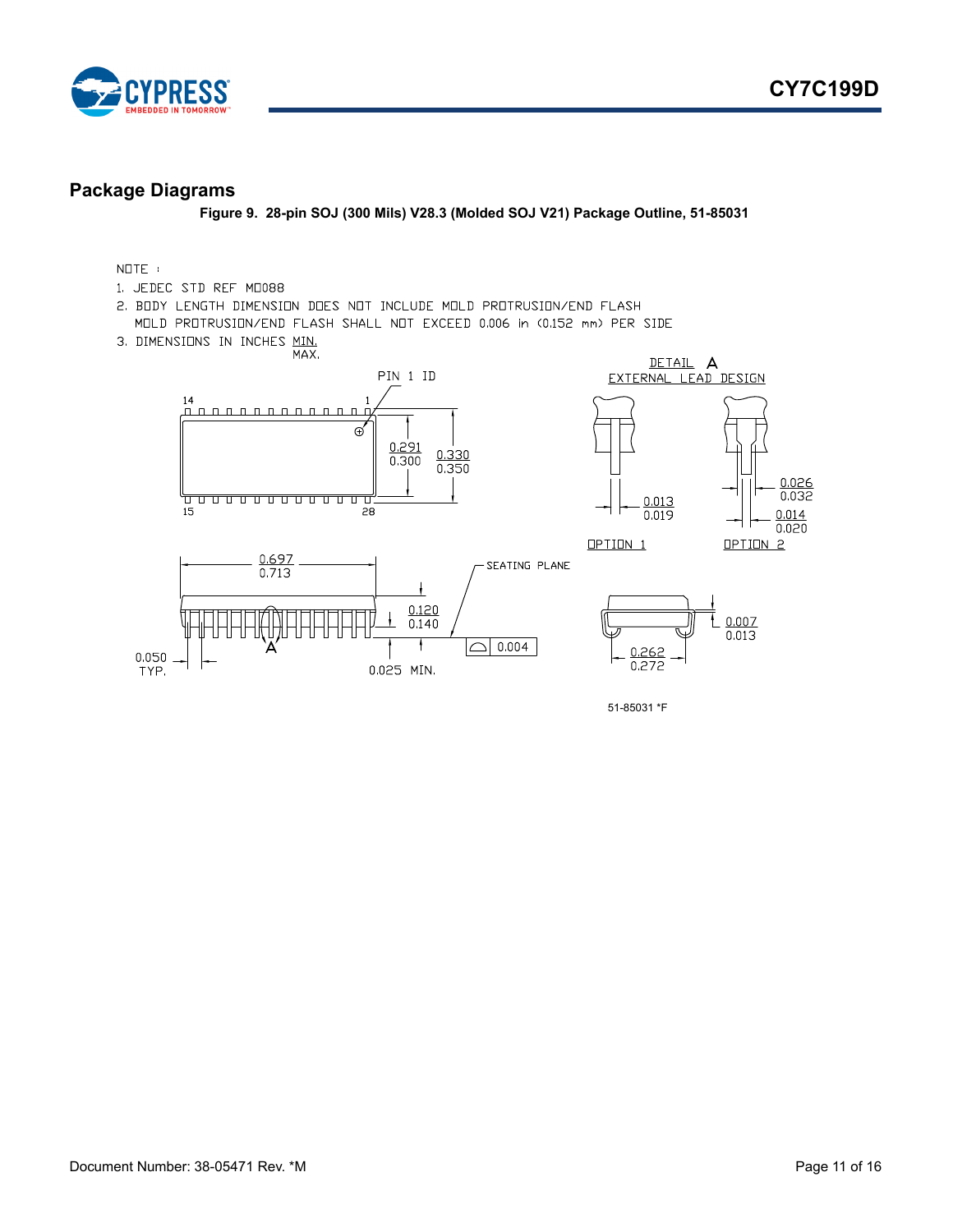## Package Diagrams

**Figure 9. 28-pin SOJ (300 Mils) V28.3 (Molded SOJ V21) Package Outline, 51-85031**

NOTE :

1. JEDEC STD REF MO088
2. BODY LENGTH DIMENSION DOES NOT INCLUDE MOLD PROTRUSION/END FLASH
   MOLD PROTRUSION/END FLASH SHALL NOT EXCEED 0.006 in (0.152 mm) PER SIDE
3. DIMENSIONS IN INCHES MIN. / MAX.

PIN 1 ID

DETAIL A
EXTERNAL LEAD DESIGN

OPTION 1    OPTION 2

14  1  15  28

0.291 / 0.300    0.330 / 0.350

0.013 / 0.019    0.026 / 0.032    0.014 / 0.020

0.697 / 0.713

SEATING PLANE

0.120 / 0.140

0.004

0.050 TYP.

0.025 MIN.

0.007 / 0.013

0.262 / 0.272

51-85031 *F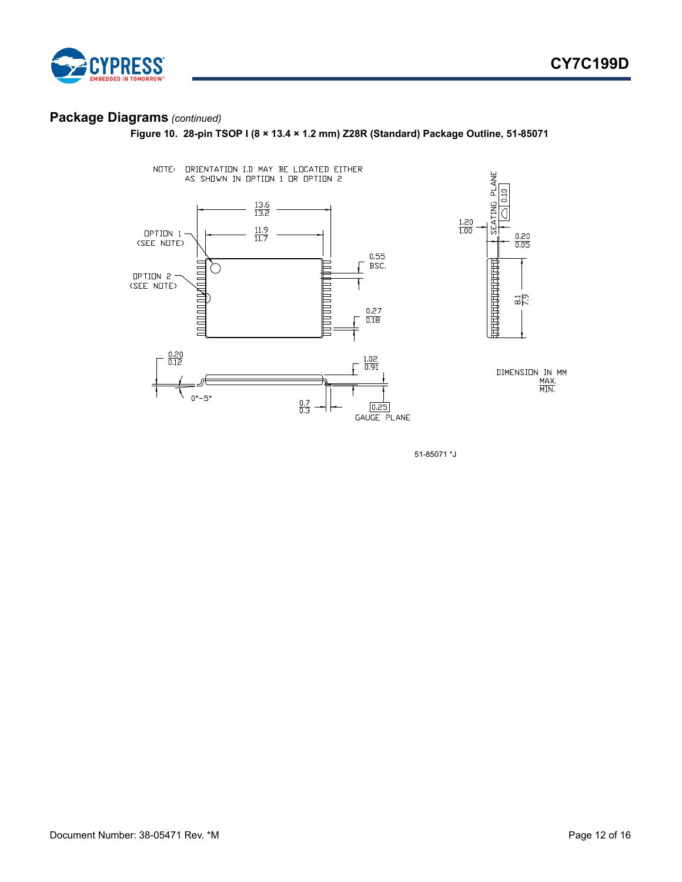## Package Diagrams *(continued)*

**Figure 10. 28-pin TSOP I (8 × 13.4 × 1.2 mm) Z28R (Standard) Package Outline, 51-85071**

NOTE: ORIENTATION I.D MAY BE LOCATED EITHER AS SHOWN IN OPTION 1 OR OPTION 2

OPTION 1 (SEE NOTE)

OPTION 2 (SEE NOTE)

13.6 / 13.2

11.9 / 11.7

0.55 BSC.

0.27 / 0.18

0.20 / 0.12

0°-5°

1.02 / 0.91

0.7 / 0.3

0.25

GAUGE PLANE

SEATING PLANE

0.10

1.20 / 1.00

0.20 / 0.05

8.1 / 7.9

DIMENSION IN MM

MAX. / MIN.

51-85071 *J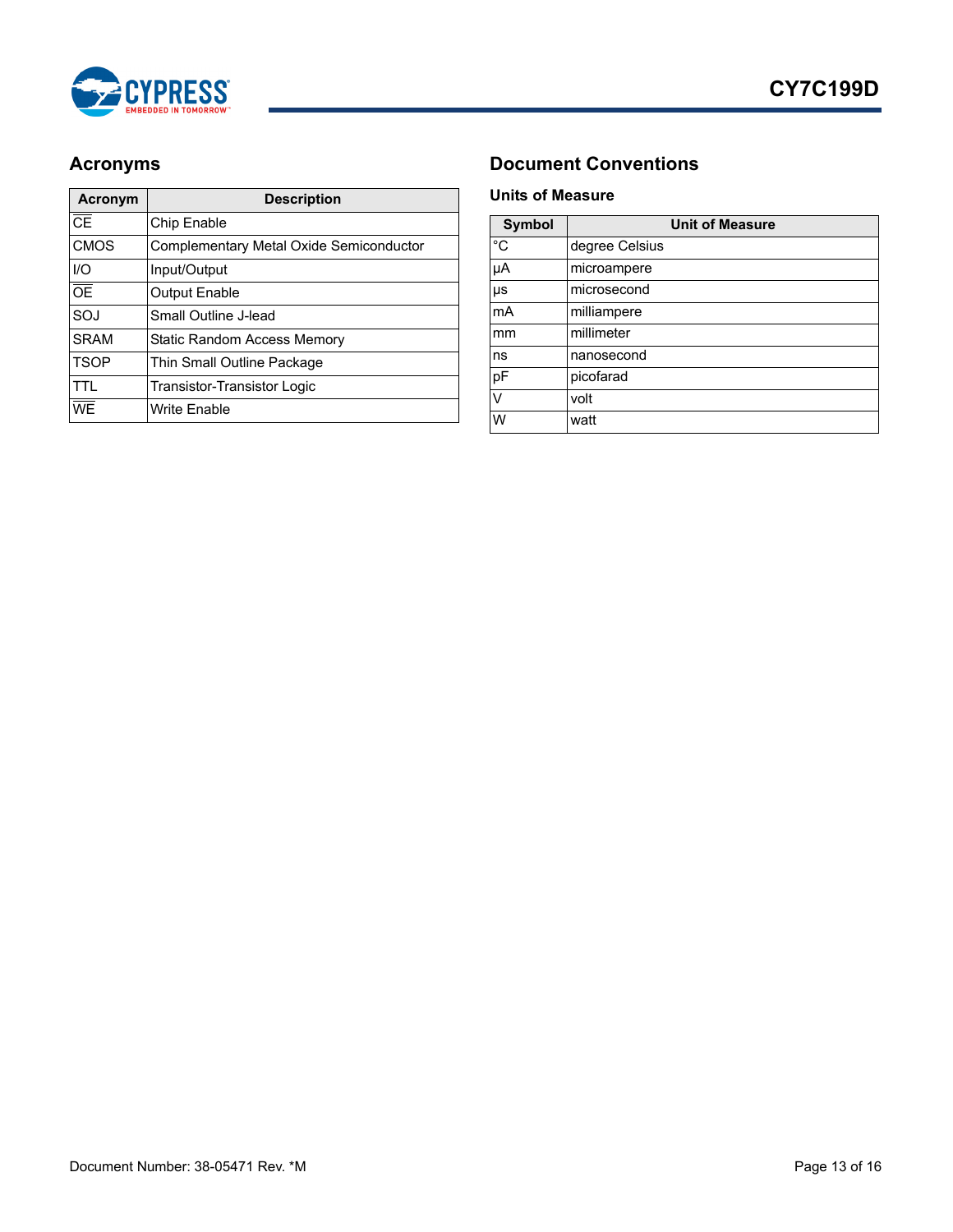## Acronyms

| Acronym | Description |
|---|---|
| $\overline{CE}$ | Chip Enable |
| CMOS | Complementary Metal Oxide Semiconductor |
| I/O | Input/Output |
| $\overline{OE}$ | Output Enable |
| SOJ | Small Outline J-lead |
| SRAM | Static Random Access Memory |
| TSOP | Thin Small Outline Package |
| TTL | Transistor-Transistor Logic |
| $\overline{WE}$ | Write Enable |

## Document Conventions

### Units of Measure

| Symbol | Unit of Measure |
|---|---|
| °C | degree Celsius |
| µA | microampere |
| µs | microsecond |
| mA | milliampere |
| mm | millimeter |
| ns | nanosecond |
| pF | picofarad |
| V | volt |
| W | watt |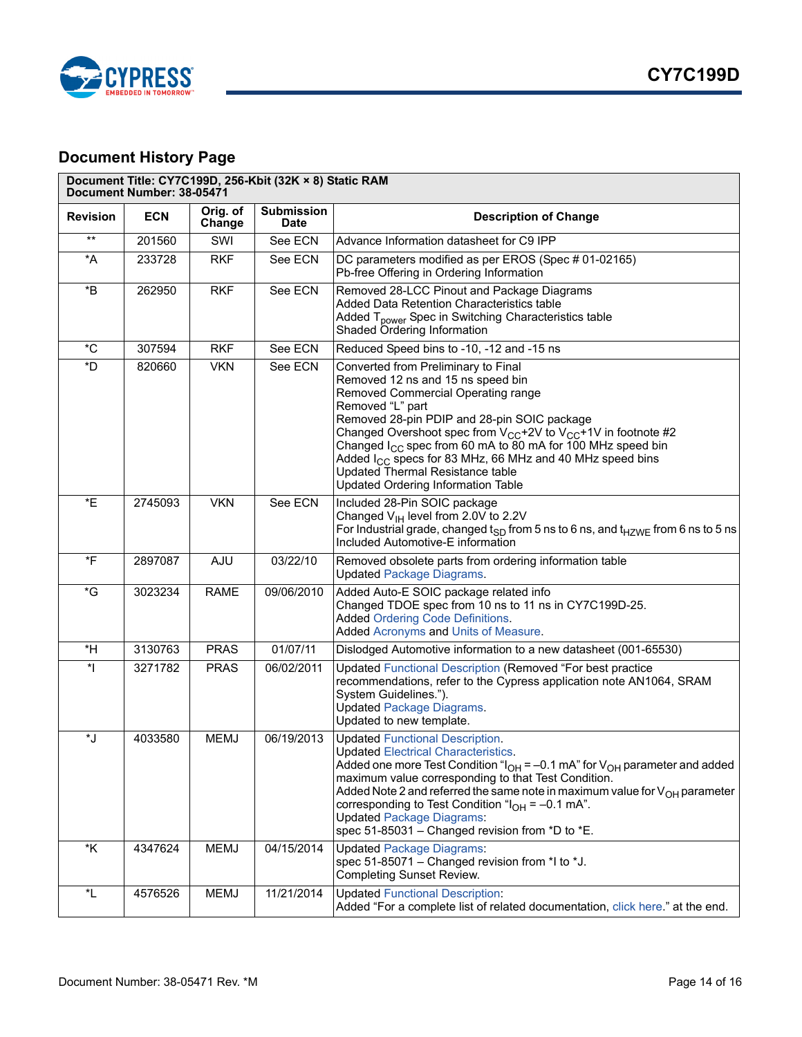## Document History Page

| Document Title: CY7C199D, 256-Kbit (32K × 8) Static RAM<br>Document Number: 38-05471 | | | | |
|---|---|---|---|---|
| **Revision** | **ECN** | **Orig. of Change** | **Submission Date** | **Description of Change** |
| ** | 201560 | SWI | See ECN | Advance Information datasheet for C9 IPP |
| *A | 233728 | RKF | See ECN | DC parameters modified as per EROS (Spec # 01-02165)<br>Pb-free Offering in Ordering Information |
| *B | 262950 | RKF | See ECN | Removed 28-LCC Pinout and Package Diagrams<br>Added Data Retention Characteristics table<br>Added $T_{power}$ Spec in Switching Characteristics table<br>Shaded Ordering Information |
| *C | 307594 | RKF | See ECN | Reduced Speed bins to -10, -12 and -15 ns |
| *D | 820660 | VKN | See ECN | Converted from Preliminary to Final<br>Removed 12 ns and 15 ns speed bin<br>Removed Commercial Operating range<br>Removed "L" part<br>Removed 28-pin PDIP and 28-pin SOIC package<br>Changed Overshoot spec from $V_{CC}$+2V to $V_{CC}$+1V in footnote #2<br>Changed $I_{CC}$ spec from 60 mA to 80 mA for 100 MHz speed bin<br>Added $I_{CC}$ specs for 83 MHz, 66 MHz and 40 MHz speed bins<br>Updated Thermal Resistance table<br>Updated Ordering Information Table |
| *E | 2745093 | VKN | See ECN | Included 28-Pin SOIC package<br>Changed $V_{IH}$ level from 2.0V to 2.2V<br>For Industrial grade, changed $t_{SD}$ from 5 ns to 6 ns, and $t_{HZWE}$ from 6 ns to 5 ns<br>Included Automotive-E information |
| *F | 2897087 | AJU | 03/22/10 | Removed obsolete parts from ordering information table<br>Updated Package Diagrams. |
| *G | 3023234 | RAME | 09/06/2010 | Added Auto-E SOIC package related info<br>Changed TDOE spec from 10 ns to 11 ns in CY7C199D-25.<br>Added Ordering Code Definitions.<br>Added Acronyms and Units of Measure. |
| *H | 3130763 | PRAS | 01/07/11 | Dislodged Automotive information to a new datasheet (001-65530) |
| *I | 3271782 | PRAS | 06/02/2011 | Updated Functional Description (Removed "For best practice recommendations, refer to the Cypress application note AN1064, SRAM System Guidelines.").<br>Updated Package Diagrams.<br>Updated to new template. |
| *J | 4033580 | MEMJ | 06/19/2013 | Updated Functional Description.<br>Updated Electrical Characteristics.<br>Added one more Test Condition "$I_{OH}$ = –0.1 mA" for $V_{OH}$ parameter and added maximum value corresponding to that Test Condition.<br>Added Note 2 and referred the same note in maximum value for $V_{OH}$ parameter corresponding to Test Condition "$I_{OH}$ = –0.1 mA".<br>Updated Package Diagrams:<br>spec 51-85031 – Changed revision from *D to *E. |
| *K | 4347624 | MEMJ | 04/15/2014 | Updated Package Diagrams:<br>spec 51-85071 – Changed revision from *I to *J.<br>Completing Sunset Review. |
| *L | 4576526 | MEMJ | 11/21/2014 | Updated Functional Description:<br>Added "For a complete list of related documentation, click here." at the end. |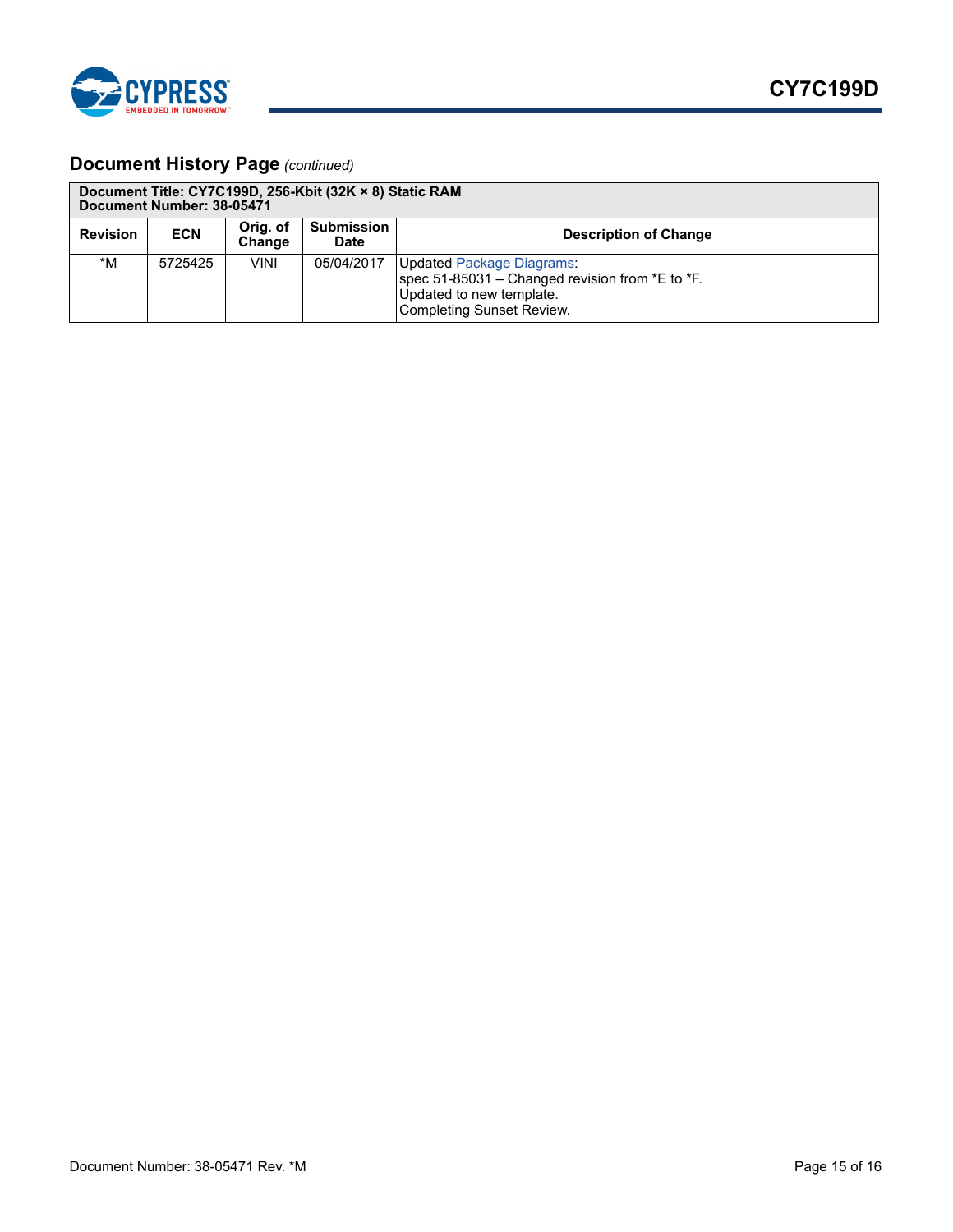## Document History Page *(continued)*

| Document Title: CY7C199D, 256-Kbit (32K × 8) Static RAM<br>Document Number: 38-05471 | | | | |
|---|---|---|---|---|
| **Revision** | **ECN** | **Orig. of Change** | **Submission Date** | **Description of Change** |
| *M | 5725425 | VINI | 05/04/2017 | Updated Package Diagrams:<br>spec 51-85031 – Changed revision from *E to *F.<br>Updated to new template.<br>Completing Sunset Review. |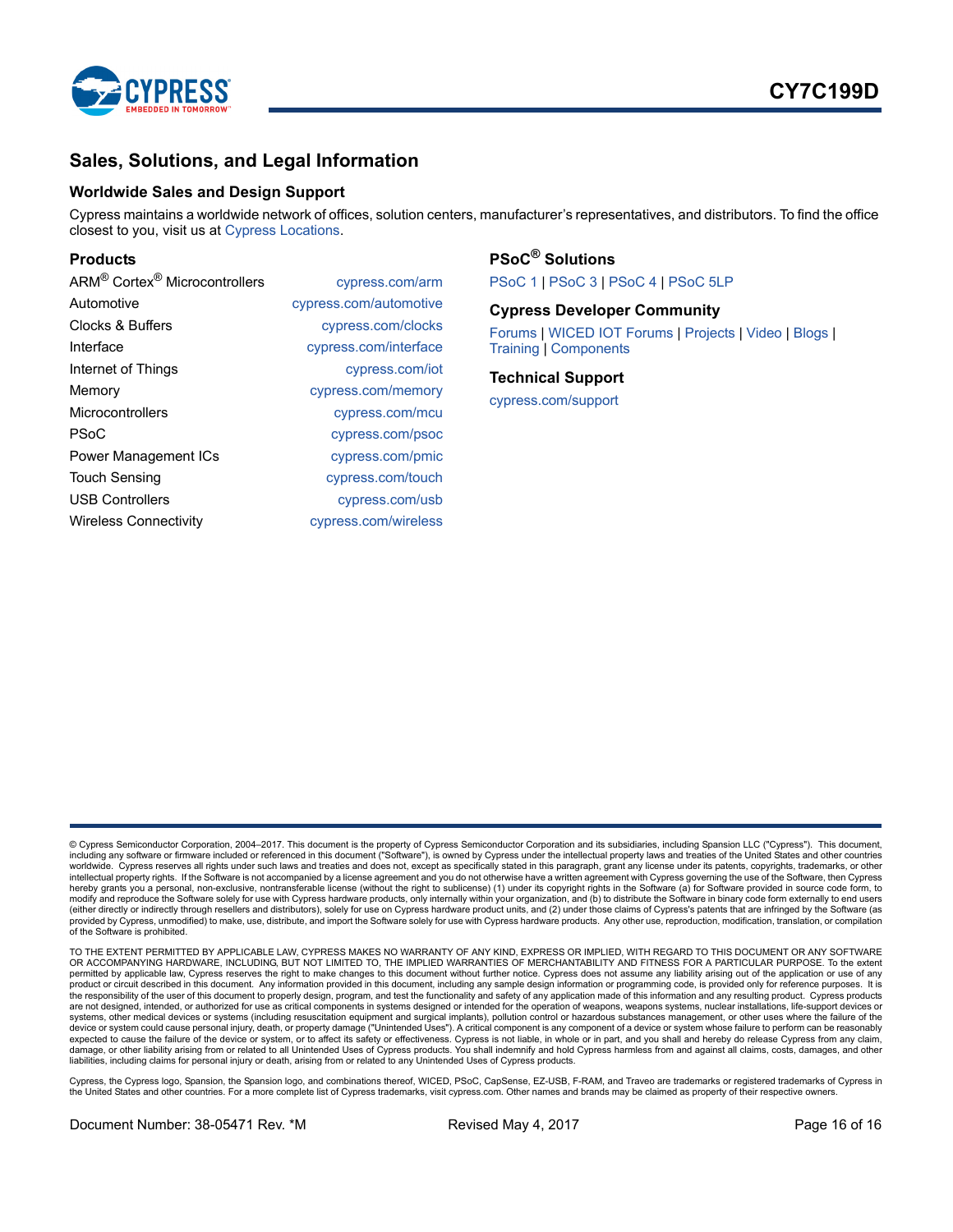## Sales, Solutions, and Legal Information

### Worldwide Sales and Design Support

Cypress maintains a worldwide network of offices, solution centers, manufacturer's representatives, and distributors. To find the office closest to you, visit us at Cypress Locations.

### Products

| | |
|---|---|
| ARM® Cortex® Microcontrollers | cypress.com/arm |
| Automotive | cypress.com/automotive |
| Clocks & Buffers | cypress.com/clocks |
| Interface | cypress.com/interface |
| Internet of Things | cypress.com/iot |
| Memory | cypress.com/memory |
| Microcontrollers | cypress.com/mcu |
| PSoC | cypress.com/psoc |
| Power Management ICs | cypress.com/pmic |
| Touch Sensing | cypress.com/touch |
| USB Controllers | cypress.com/usb |
| Wireless Connectivity | cypress.com/wireless |

### PSoC® Solutions

PSoC 1 | PSoC 3 | PSoC 4 | PSoC 5LP

### Cypress Developer Community

Forums | WICED IOT Forums | Projects | Video | Blogs | Training | Components

### Technical Support

cypress.com/support

© Cypress Semiconductor Corporation, 2004–2017. This document is the property of Cypress Semiconductor Corporation and its subsidiaries, including Spansion LLC ("Cypress"). This document, including any software or firmware included or referenced in this document ("Software"), is owned by Cypress under the intellectual property laws and treaties of the United States and other countries worldwide. Cypress reserves all rights under such laws and treaties and does not, except as specifically stated in this paragraph, grant any license under its patents, copyrights, trademarks, or other intellectual property rights. If the Software is not accompanied by a license agreement and you do not otherwise have a written agreement with Cypress governing the use of the Software, then Cypress hereby grants you a personal, non-exclusive, nontransferable license (without the right to sublicense) (1) under its copyright rights in the Software (a) for Software provided in source code form, to modify and reproduce the Software solely for use with Cypress hardware products, only internally within your organization, and (b) to distribute the Software in binary code form externally to end users (either directly or indirectly through resellers and distributors), solely for use on Cypress hardware product units, and (2) under those claims of Cypress's patents that are infringed by the Software (as provided by Cypress, unmodified) to make, use, distribute, and import the Software solely for use with Cypress hardware products. Any other use, reproduction, modification, translation, or compilation of the Software is prohibited.

TO THE EXTENT PERMITTED BY APPLICABLE LAW, CYPRESS MAKES NO WARRANTY OF ANY KIND, EXPRESS OR IMPLIED, WITH REGARD TO THIS DOCUMENT OR ANY SOFTWARE OR ACCOMPANYING HARDWARE, INCLUDING, BUT NOT LIMITED TO, THE IMPLIED WARRANTIES OF MERCHANTABILITY AND FITNESS FOR A PARTICULAR PURPOSE. To the extent permitted by applicable law, Cypress reserves the right to make changes to this document without further notice. Cypress does not assume any liability arising out of the application or use of any product or circuit described in this document. Any information provided in this document, including any sample design information or programming code, is provided only for reference purposes. It is the responsibility of the user of this document to properly design, program, and test the functionality and safety of any application made of this information and any resulting product. Cypress products are not designed, intended, or authorized for use as critical components in systems designed or intended for the operation of weapons, weapons systems, nuclear installations, life-support devices or systems, other medical devices or systems (including resuscitation equipment and surgical implants), pollution control or hazardous substances management, or other uses where the failure of the device or system could cause personal injury, death, or property damage ("Unintended Uses"). A critical component is any component of a device or system whose failure to perform can be reasonably expected to cause the failure of the device or system, or to affect its safety or effectiveness. Cypress is not liable, in whole or in part, and you shall and hereby do release Cypress from any claim, damage, or other liability arising from or related to all Unintended Uses of Cypress products. You shall indemnify and hold Cypress harmless from and against all claims, costs, damages, and other liabilities, including claims for personal injury or death, arising from or related to any Unintended Uses of Cypress products.

Cypress, the Cypress logo, Spansion, the Spansion logo, and combinations thereof, WICED, PSoC, CapSense, EZ-USB, F-RAM, and Traveo are trademarks or registered trademarks of Cypress in the United States and other countries. For a more complete list of Cypress trademarks, visit cypress.com. Other names and brands may be claimed as property of their respective owners.

Document Number: 38-05471 Rev. *M Revised May 4, 2017